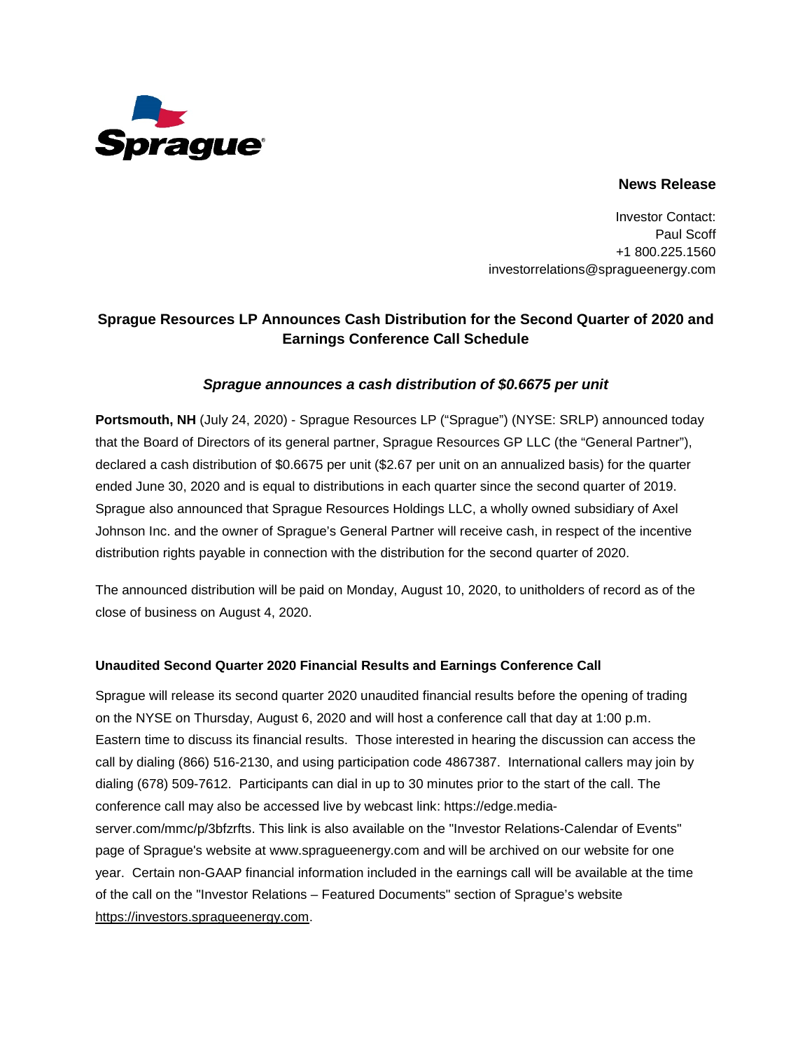Sprague

**News Release**

Investor Contact:
Paul Scoff
+1 800.225.1560
investorrelations@spragueenergy.com

## Sprague Resources LP Announces Cash Distribution for the Second Quarter of 2020 and Earnings Conference Call Schedule

### *Sprague announces a cash distribution of $0.6675 per unit*

**Portsmouth, NH** (July 24, 2020) - Sprague Resources LP ("Sprague") (NYSE: SRLP) announced today that the Board of Directors of its general partner, Sprague Resources GP LLC (the "General Partner"), declared a cash distribution of $0.6675 per unit ($2.67 per unit on an annualized basis) for the quarter ended June 30, 2020 and is equal to distributions in each quarter since the second quarter of 2019. Sprague also announced that Sprague Resources Holdings LLC, a wholly owned subsidiary of Axel Johnson Inc. and the owner of Sprague's General Partner will receive cash, in respect of the incentive distribution rights payable in connection with the distribution for the second quarter of 2020.

The announced distribution will be paid on Monday, August 10, 2020, to unitholders of record as of the close of business on August 4, 2020.

**Unaudited Second Quarter 2020 Financial Results and Earnings Conference Call**

Sprague will release its second quarter 2020 unaudited financial results before the opening of trading on the NYSE on Thursday, August 6, 2020 and will host a conference call that day at 1:00 p.m. Eastern time to discuss its financial results. Those interested in hearing the discussion can access the call by dialing (866) 516-2130, and using participation code 4867387. International callers may join by dialing (678) 509-7612. Participants can dial in up to 30 minutes prior to the start of the call. The conference call may also be accessed live by webcast link: https://edge.media-server.com/mmc/p/3bfzrfts. This link is also available on the "Investor Relations-Calendar of Events" page of Sprague's website at www.spragueenergy.com and will be archived on our website for one year. Certain non-GAAP financial information included in the earnings call will be available at the time of the call on the "Investor Relations – Featured Documents" section of Sprague's website https://investors.spragueenergy.com.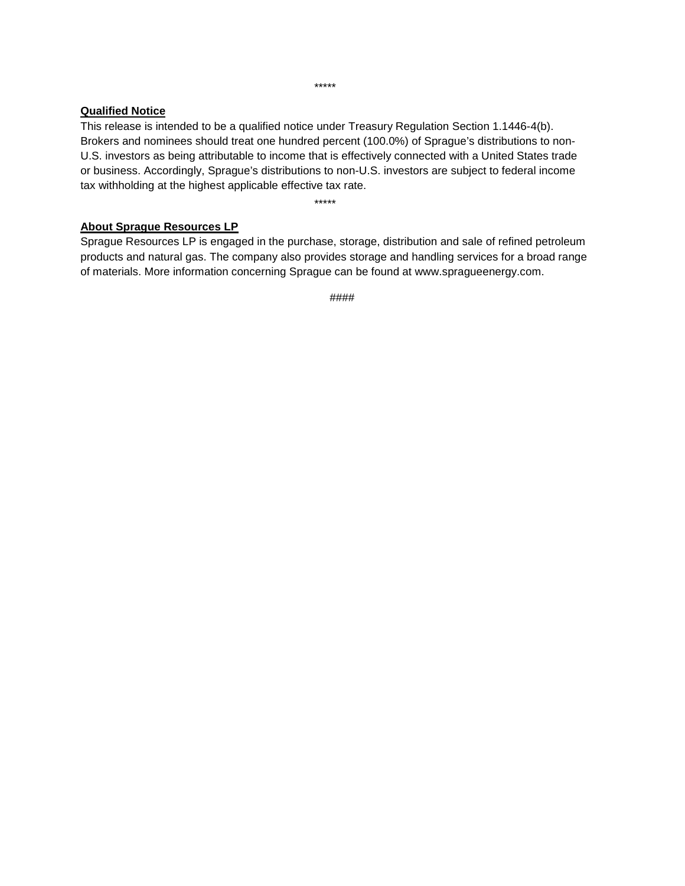*****

**Qualified Notice**

This release is intended to be a qualified notice under Treasury Regulation Section 1.1446-4(b). Brokers and nominees should treat one hundred percent (100.0%) of Sprague's distributions to non-U.S. investors as being attributable to income that is effectively connected with a United States trade or business. Accordingly, Sprague's distributions to non-U.S. investors are subject to federal income tax withholding at the highest applicable effective tax rate.

*****

**About Sprague Resources LP**

Sprague Resources LP is engaged in the purchase, storage, distribution and sale of refined petroleum products and natural gas. The company also provides storage and handling services for a broad range of materials. More information concerning Sprague can be found at www.spragueenergy.com.

####